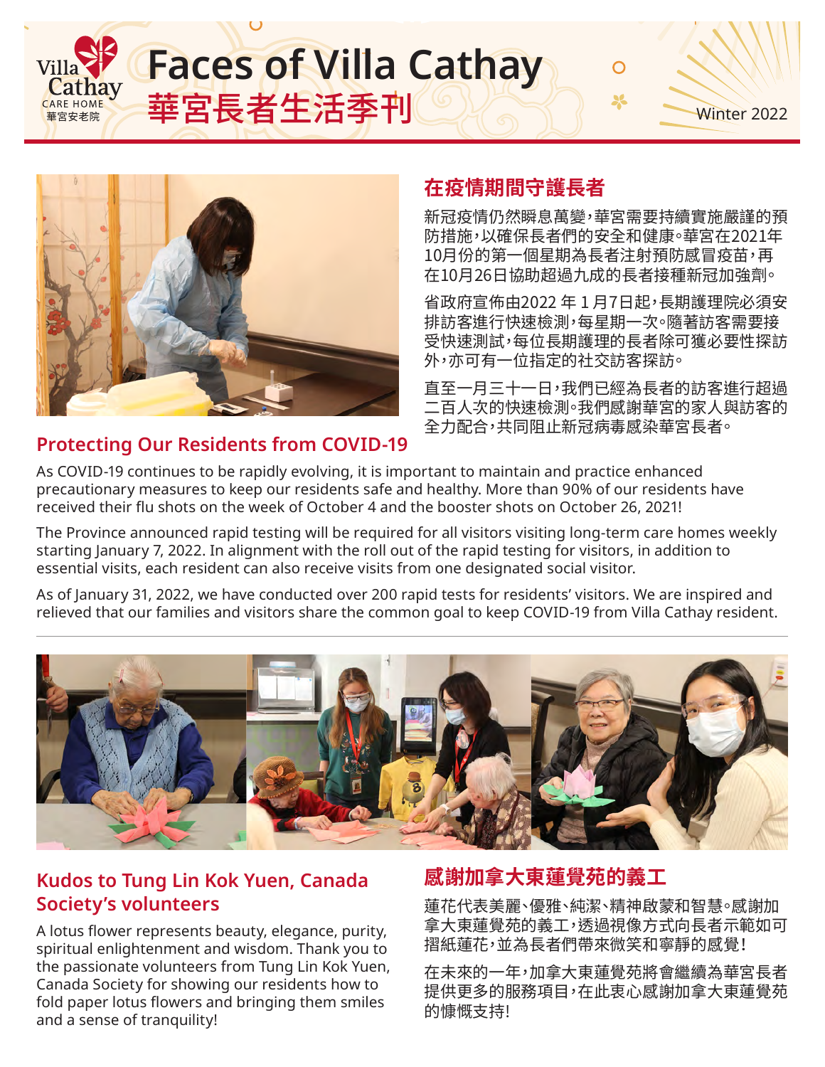# Faces of Villa Cathay
# 華宮長者生活季刊

Winter 2022

## 在疫情期間守護長者

新冠疫情仍然瞬息萬變，華宮需要持續實施嚴謹的預防措施，以確保長者們的安全和健康。華宮在2021年10月份的第一個星期為長者注射預防感冒疫苗，再在10月26日協助超過九成的長者接種新冠加強劑。

省政府宣佈由2022 年 1 月7日起，長期護理院必須安排訪客進行快速檢測，每星期一次。隨著訪客需要接受快速測試，每位長期護理的長者除可獲必要性探訪外，亦可有一位指定的社交訪客探訪。

直至一月三十一日，我們已經為長者的訪客進行超過二百人次的快速檢測。我們感謝華宮的家人與訪客的全力配合，共同阻止新冠病毒感染華宮長者。

## Protecting Our Residents from COVID-19

As COVID-19 continues to be rapidly evolving, it is important to maintain and practice enhanced precautionary measures to keep our residents safe and healthy. More than 90% of our residents have received their flu shots on the week of October 4 and the booster shots on October 26, 2021!

The Province announced rapid testing will be required for all visitors visiting long-term care homes weekly starting January 7, 2022. In alignment with the roll out of the rapid testing for visitors, in addition to essential visits, each resident can also receive visits from one designated social visitor.

As of January 31, 2022, we have conducted over 200 rapid tests for residents' visitors. We are inspired and relieved that our families and visitors share the common goal to keep COVID-19 from Villa Cathay resident.

---

## Kudos to Tung Lin Kok Yuen, Canada Society's volunteers

A lotus flower represents beauty, elegance, purity, spiritual enlightenment and wisdom. Thank you to the passionate volunteers from Tung Lin Kok Yuen, Canada Society for showing our residents how to fold paper lotus flowers and bringing them smiles and a sense of tranquility!

## 感謝加拿大東蓮覺苑的義工

蓮花代表美麗、優雅、純潔、精神啟蒙和智慧。感謝加拿大東蓮覺苑的義工，透過視像方式向長者示範如何摺紙蓮花，並為長者們帶來微笑和寧靜的感覺！

在未來的一年，加拿大東蓮覺苑將會繼續為華宮長者提供更多的服務項目，在此衷心感謝加拿大東蓮覺苑的慷慨支持！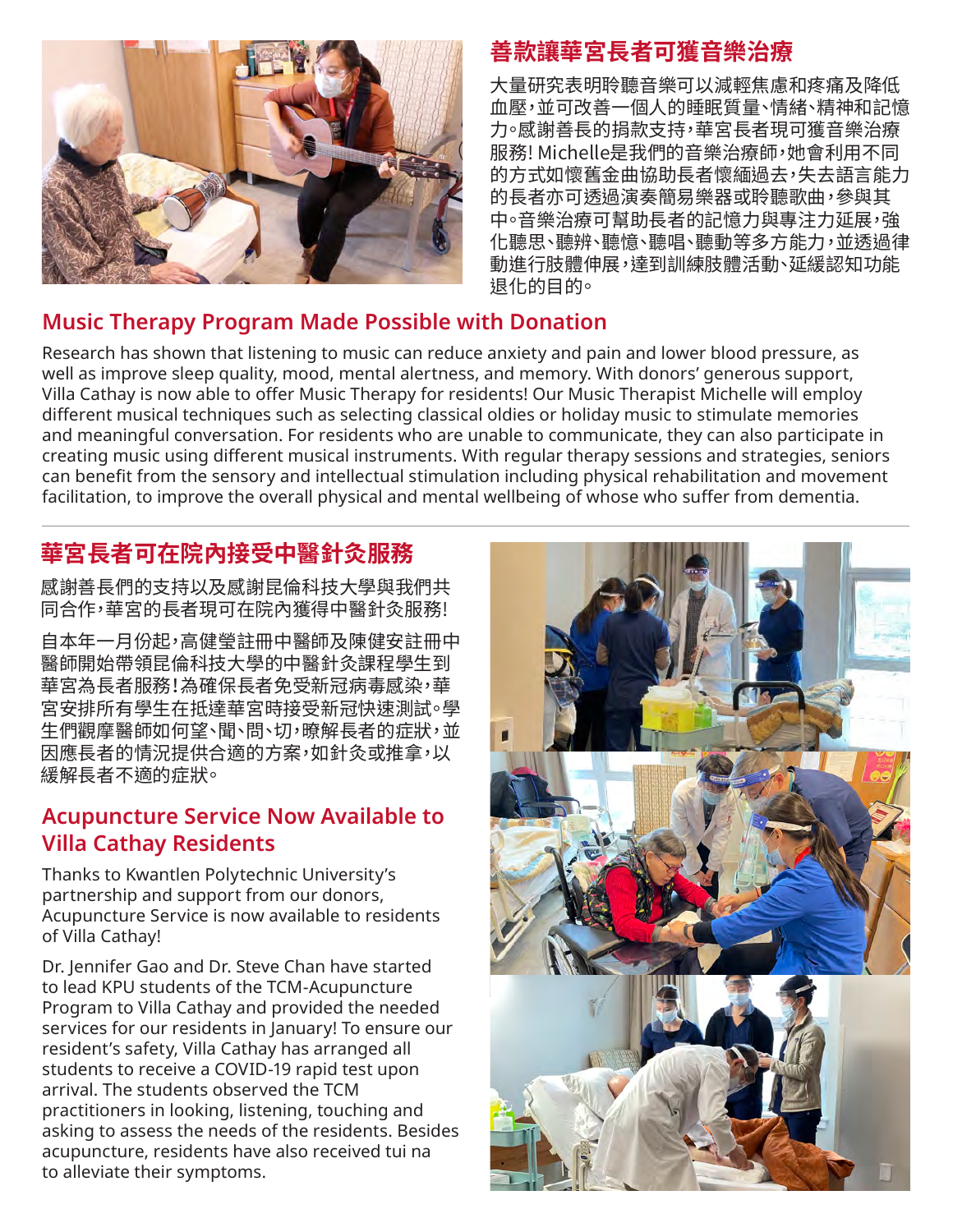## 善款讓華宮長者可獲音樂治療

大量研究表明聆聽音樂可以減輕焦慮和疼痛及降低血壓，並可改善一個人的睡眠質量、情緒、精神和記憶力。感謝善長的捐款支持，華宮長者現可獲音樂治療服務! Michelle是我們的音樂治療師，她會利用不同的方式如懷舊金曲協助長者懷緬過去，失去語言能力的長者亦可透過演奏簡易樂器或聆聽歌曲，參與其中。音樂治療可幫助長者的記憶力與專注力延展，強化聽思、聽辨、聽憶、聽唱、聽動等多方能力，並透過律動進行肢體伸展，達到訓練肢體活動、延緩認知功能退化的目的。

## Music Therapy Program Made Possible with Donation

Research has shown that listening to music can reduce anxiety and pain and lower blood pressure, as well as improve sleep quality, mood, mental alertness, and memory. With donors' generous support, Villa Cathay is now able to offer Music Therapy for residents! Our Music Therapist Michelle will employ different musical techniques such as selecting classical oldies or holiday music to stimulate memories and meaningful conversation. For residents who are unable to communicate, they can also participate in creating music using different musical instruments. With regular therapy sessions and strategies, seniors can benefit from the sensory and intellectual stimulation including physical rehabilitation and movement facilitation, to improve the overall physical and mental wellbeing of whose who suffer from dementia.

---

## 華宮長者可在院內接受中醫針灸服務

感謝善長們的支持以及感謝昆倫科技大學與我們共同合作，華宮的長者現可在院內獲得中醫針灸服務!

自本年一月份起，高健瑩註冊中醫師及陳健安註冊中醫師開始帶領昆倫科技大學的中醫針灸課程學生到華宮為長者服務!為確保長者免受新冠病毒感染，華宮安排所有學生在抵達華宮時接受新冠快速測試。學生們觀摩醫師如何望、聞、問、切，瞭解長者的症狀，並因應長者的情況提供合適的方案，如針灸或推拿，以緩解長者不適的症狀。

## Acupuncture Service Now Available to Villa Cathay Residents

Thanks to Kwantlen Polytechnic University's partnership and support from our donors, Acupuncture Service is now available to residents of Villa Cathay!

Dr. Jennifer Gao and Dr. Steve Chan have started to lead KPU students of the TCM-Acupuncture Program to Villa Cathay and provided the needed services for our residents in January! To ensure our resident's safety, Villa Cathay has arranged all students to receive a COVID-19 rapid test upon arrival. The students observed the TCM practitioners in looking, listening, touching and asking to assess the needs of the residents. Besides acupuncture, residents have also received tui na to alleviate their symptoms.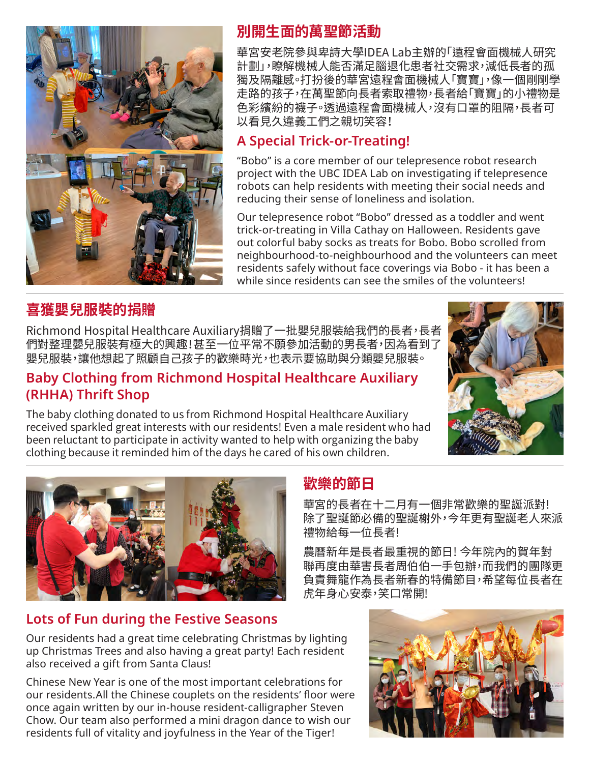## 別開生面的萬聖節活動

華宮安老院參與卑詩大學IDEA Lab主辦的「遠程會面機械人研究計劃」，瞭解機械人能否滿足腦退化患者社交需求，減低長者的孤獨及隔離感。打扮後的華宮遠程會面機械人「寶寶」，像一個剛剛學走路的孩子，在萬聖節向長者索取禮物，長者給「寶寶」的小禮物是色彩繽紛的襪子。透過遠程會面機械人，沒有口罩的阻隔，長者可以看見久違義工們之親切笑容！

## A Special Trick-or-Treating!

"Bobo" is a core member of our telepresence robot research project with the UBC IDEA Lab on investigating if telepresence robots can help residents with meeting their social needs and reducing their sense of loneliness and isolation.

Our telepresence robot "Bobo" dressed as a toddler and went trick-or-treating in Villa Cathay on Halloween. Residents gave out colorful baby socks as treats for Bobo. Bobo scrolled from neighbourhood-to-neighbourhood and the volunteers can meet residents safely without face coverings via Bobo - it has been a while since residents can see the smiles of the volunteers!

## 喜獲嬰兒服裝的捐贈

Richmond Hospital Healthcare Auxiliary捐贈了一批嬰兒服裝給我們的長者，長者們對整理嬰兒服裝有極大的興趣！甚至一位平常不願參加活動的男長者，因為看到了嬰兒服裝，讓他想起了照顧自己孩子的歡樂時光，也表示要協助與分類嬰兒服裝。

## Baby Clothing from Richmond Hospital Healthcare Auxiliary (RHHA) Thrift Shop

The baby clothing donated to us from Richmond Hospital Healthcare Auxiliary received sparkled great interests with our residents! Even a male resident who had been reluctant to participate in activity wanted to help with organizing the baby clothing because it reminded him of the days he cared of his own children.

## 歡樂的節日

華宮的長者在十二月有一個非常歡樂的聖誕派對！除了聖誕節必備的聖誕樹外，今年更有聖誕老人來派禮物給每一位長者！

農曆新年是長者最重視的節日！今年院內的賀年對聯再度由華宮長者周伯伯一手包辦，而我們的團隊更負責舞龍作為長者新春的特備節目，希望每位長者在虎年身心安泰，笑口常開！

## Lots of Fun during the Festive Seasons

Our residents had a great time celebrating Christmas by lighting up Christmas Trees and also having a great party! Each resident also received a gift from Santa Claus!

Chinese New Year is one of the most important celebrations for our residents.All the Chinese couplets on the residents' floor were once again written by our in-house resident-calligrapher Steven Chow. Our team also performed a mini dragon dance to wish our residents full of vitality and joyfulness in the Year of the Tiger!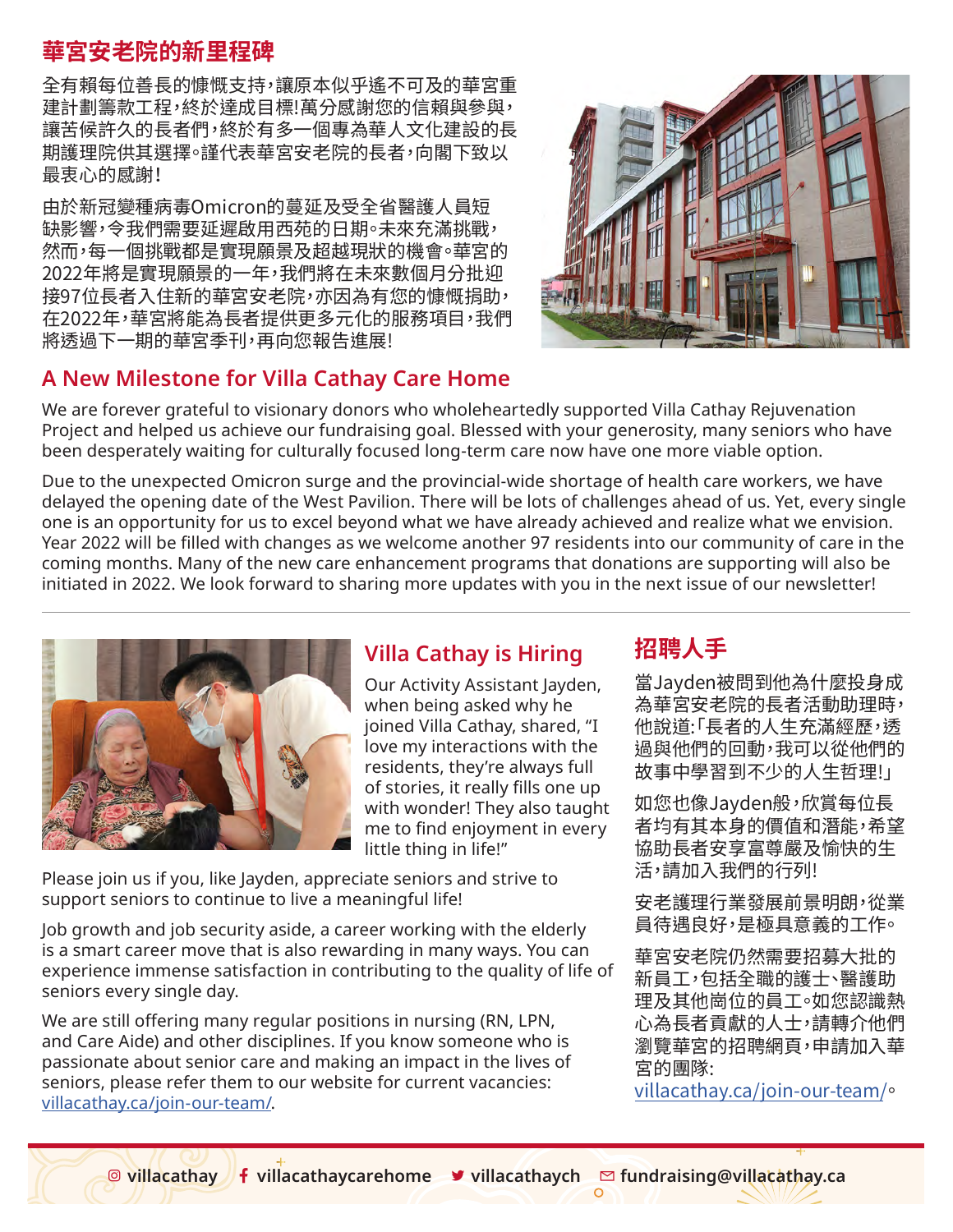## 華宮安老院的新里程碑

全有賴每位善長的慷慨支持,讓原本似乎遙不可及的華宮重建計劃籌款工程,終於達成目標!萬分感謝您的信賴與參與,讓苦候許久的長者們,終於有多一個專為華人文化建設的長期護理院供其選擇。謹代表華宮安老院的長者,向閣下致以最衷心的感謝!

由於新冠變種病毒Omicron的蔓延及受全省醫護人員短缺影響,令我們需要延遲啟用西苑的日期。未來充滿挑戰,然而,每一個挑戰都是實現願景及超越現狀的機會。華宮的2022年將是實現願景的一年,我們將在未來數個月分批迎接97位長者入住新的華宮安老院,亦因為有您的慷慨捐助,在2022年,華宮將能為長者提供更多元化的服務項目,我們將透過下一期的華宮季刊,再向您報告進展!

## A New Milestone for Villa Cathay Care Home

We are forever grateful to visionary donors who wholeheartedly supported Villa Cathay Rejuvenation Project and helped us achieve our fundraising goal. Blessed with your generosity, many seniors who have been desperately waiting for culturally focused long-term care now have one more viable option.

Due to the unexpected Omicron surge and the provincial-wide shortage of health care workers, we have delayed the opening date of the West Pavilion. There will be lots of challenges ahead of us. Yet, every single one is an opportunity for us to excel beyond what we have already achieved and realize what we envision. Year 2022 will be filled with changes as we welcome another 97 residents into our community of care in the coming months. Many of the new care enhancement programs that donations are supporting will also be initiated in 2022. We look forward to sharing more updates with you in the next issue of our newsletter!

---

## Villa Cathay is Hiring

Our Activity Assistant Jayden, when being asked why he joined Villa Cathay, shared, "I love my interactions with the residents, they're always full of stories, it really fills one up with wonder! They also taught me to find enjoyment in every little thing in life!"

Please join us if you, like Jayden, appreciate seniors and strive to support seniors to continue to live a meaningful life!

Job growth and job security aside, a career working with the elderly is a smart career move that is also rewarding in many ways. You can experience immense satisfaction in contributing to the quality of life of seniors every single day.

We are still offering many regular positions in nursing (RN, LPN, and Care Aide) and other disciplines. If you know someone who is passionate about senior care and making an impact in the lives of seniors, please refer them to our website for current vacancies: villacathay.ca/join-our-team/.

## 招聘人手

當Jayden被問到他為什麼投身成為華宮安老院的長者活動助理時,他說道:「長者的人生充滿經歷,透過與他們的回動,我可以從他們的故事中學習到不少的人生哲理!」

如您也像Jayden般,欣賞每位長者均有其本身的價值和潛能,希望協助長者安享富尊嚴及愉快的生活,請加入我們的行列!

安老護理行業發展前景明朗,從業員待遇良好,是極具意義的工作。

華宮安老院仍然需要招募大批的新員工,包括全職的護士、醫護助理及其他崗位的員工。如您認識熱心為長者貢獻的人士,請轉介他們瀏覽華宮的招聘網頁,申請加入華宮的團隊:
villacathay.ca/join-our-team/。

villacathay   villacathaycarehome   villacathaych   fundraising@villacathay.ca